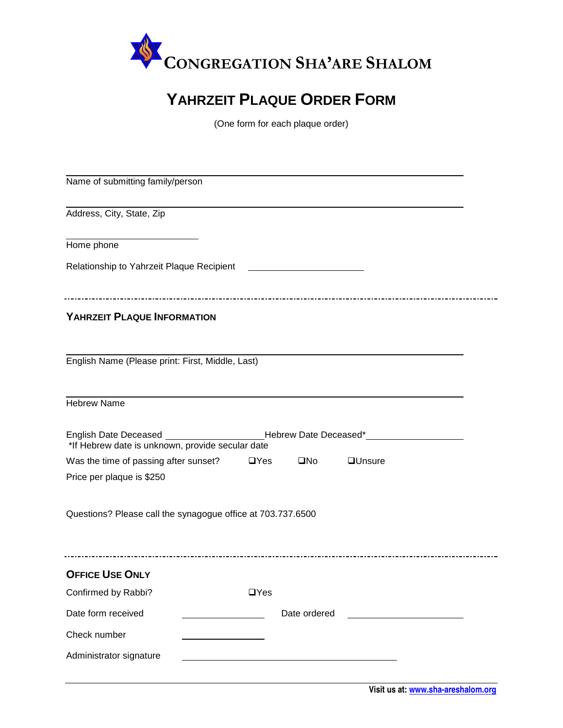# CONGREGATION SHA'ARE SHALOM

## YAHRZEIT PLAQUE ORDER FORM

(One form for each plaque order)

______________________________________________
Name of submitting family/person

______________________________________________
Address, City, State, Zip

______________________
Home phone

Relationship to Yahrzeit Plaque Recipient ______________________

---

### YAHRZEIT PLAQUE INFORMATION

______________________________________________
English Name (Please print: First, Middle, Last)

______________________________________________
Hebrew Name

English Date Deceased ________________ Hebrew Date Deceased* ________________
*If Hebrew date is unknown, provide secular date

Was the time of passing after sunset? ❑Yes ❑No ❑Unsure

Price per plaque is $250

Questions? Please call the synagogue office at 703.737.6500

---

### OFFICE USE ONLY

Confirmed by Rabbi? ❑Yes

Date form received ______________ Date ordered ______________

Check number ______________

Administrator signature ______________________________

Visit us at: www.sha-areshalom.org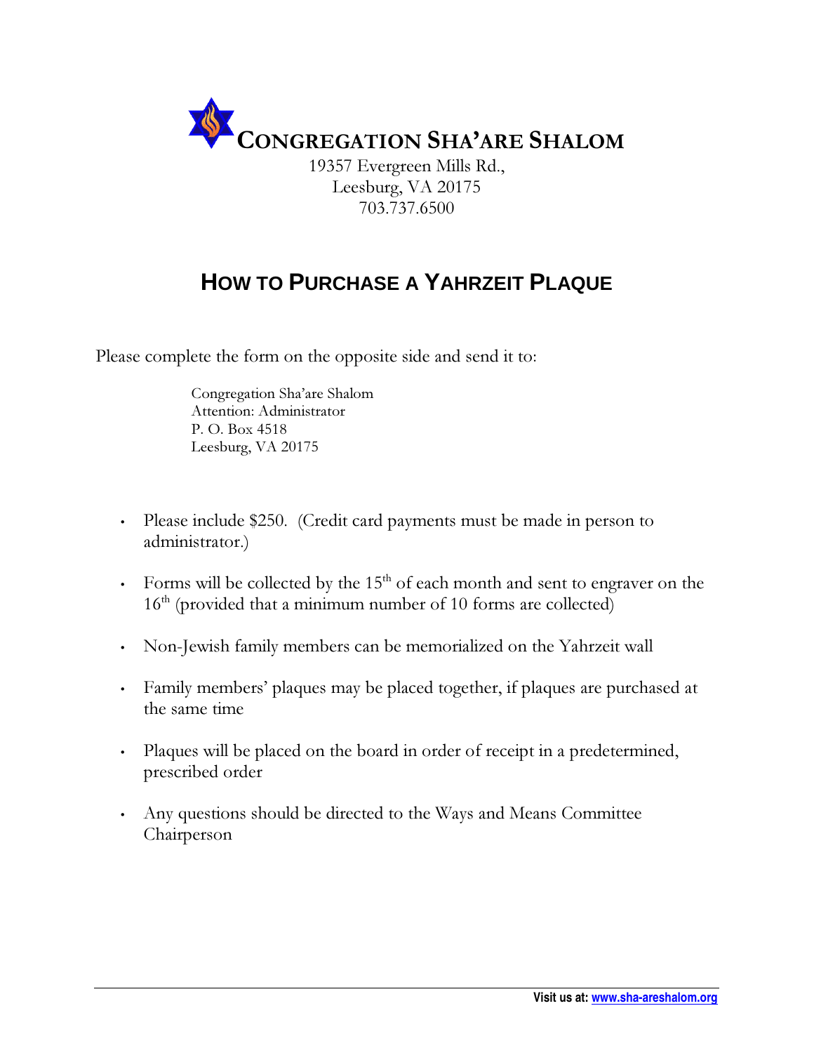# CONGREGATION SHA'ARE SHALOM

19357 Evergreen Mills Rd.,
Leesburg, VA 20175
703.737.6500

## HOW TO PURCHASE A YAHRZEIT PLAQUE

Please complete the form on the opposite side and send it to:

Congregation Sha'are Shalom
Attention: Administrator
P. O. Box 4518
Leesburg, VA 20175

- Please include $250. (Credit card payments must be made in person to administrator.)
- Forms will be collected by the 15th of each month and sent to engraver on the 16th (provided that a minimum number of 10 forms are collected)
- Non-Jewish family members can be memorialized on the Yahrzeit wall
- Family members' plaques may be placed together, if plaques are purchased at the same time
- Plaques will be placed on the board in order of receipt in a predetermined, prescribed order
- Any questions should be directed to the Ways and Means Committee Chairperson

**Visit us at: www.sha-areshalom.org**